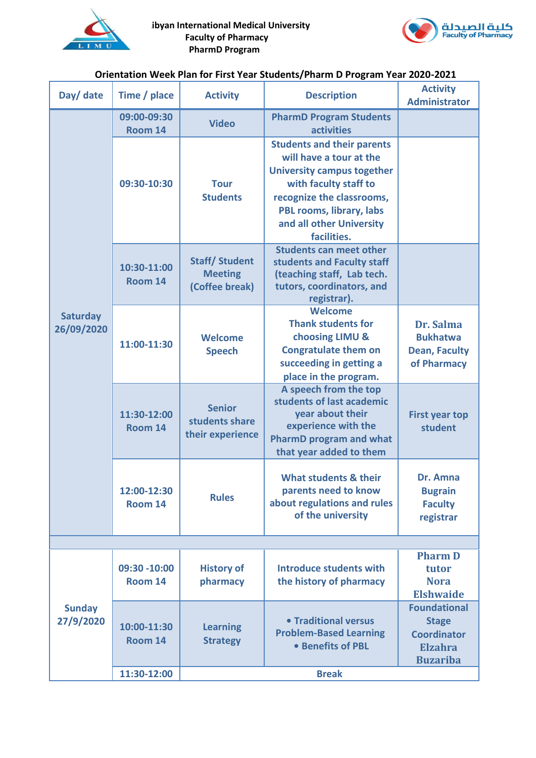ibyan International Medical University
Faculty of Pharmacy
PharmD Program

كلية الصيدلة
Faculty of Pharmacy

**Orientation Week Plan for First Year Students/Pharm D Program Year 2020-2021**

| Day/ date | Time / place | Activity | Description | Activity Administrator |
|---|---|---|---|---|
| Saturday 26/09/2020 | 09:00-09:30 Room 14 | Video | PharmD Program Students activities | |
| | 09:30-10:30 | Tour Students | Students and their parents will have a tour at the University campus together with faculty staff to recognize the classrooms, PBL rooms, library, labs and all other University facilities. | |
| | 10:30-11:00 Room 14 | Staff/ Student Meeting (Coffee break) | Students can meet other students and Faculty staff (teaching staff, Lab tech. tutors, coordinators, and registrar). | |
| | 11:00-11:30 | Welcome Speech | Welcome Thank students for choosing LIMU & Congratulate them on succeeding in getting a place in the program. | Dr. Salma Bukhatwa Dean, Faculty of Pharmacy |
| | 11:30-12:00 Room 14 | Senior students share their experience | A speech from the top students of last academic year about their experience with the PharmD program and what that year added to them | First year top student |
| | 12:00-12:30 Room 14 | Rules | What students & their parents need to know about regulations and rules of the university | Dr. Amna Bugrain Faculty registrar |
| | | | | |
| Sunday 27/9/2020 | 09:30 -10:00 Room 14 | History of pharmacy | Introduce students with the history of pharmacy | Pharm D tutor Nora Elshwaide |
| | 10:00-11:30 Room 14 | Learning Strategy | • Traditional versus Problem-Based Learning<br>• Benefits of PBL | Foundational Stage Coordinator Elzahra Buzariba |
| | 11:30-12:00 | Break | | |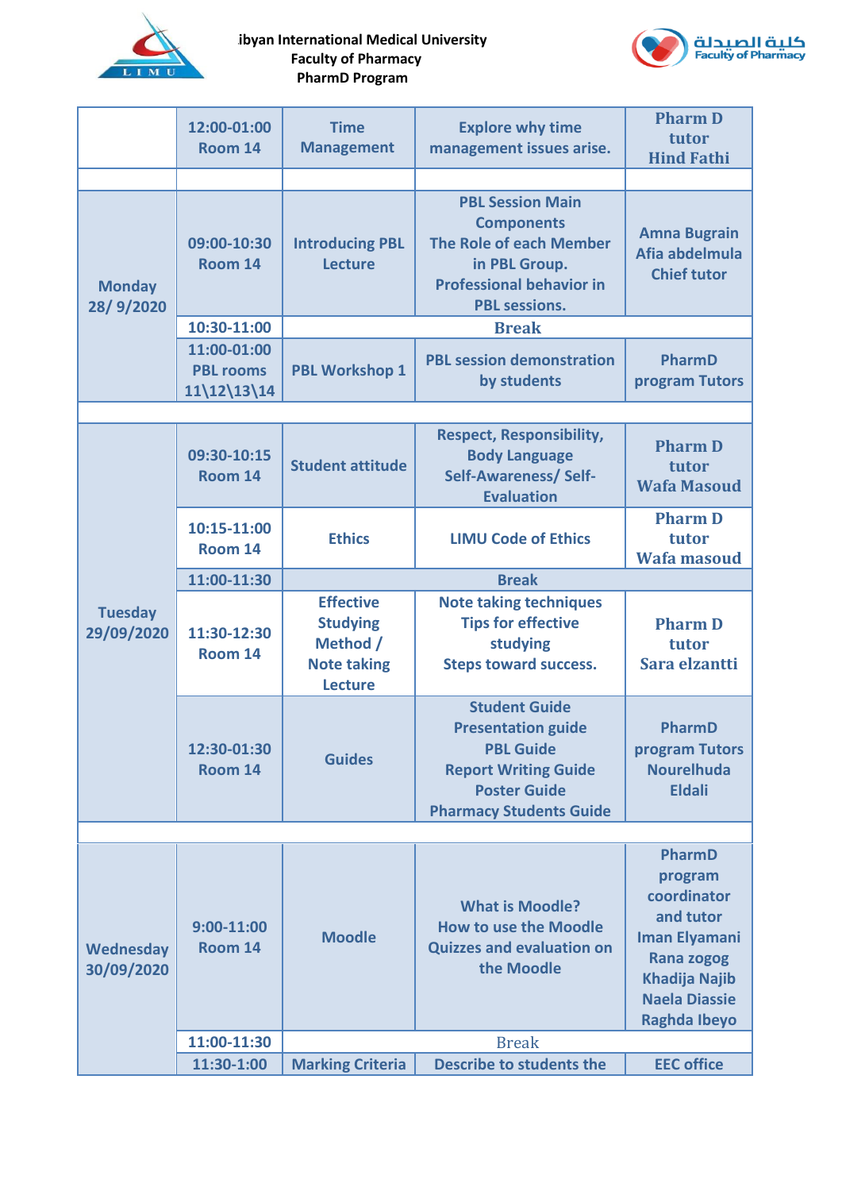ibyan International Medical University
Faculty of Pharmacy
PharmD Program

| | | | | |
|---|---|---|---|---|
| | 12:00-01:00 Room 14 | Time Management | Explore why time management issues arise. | Pharm D tutor Hind Fathi |
| | | | | |
| Monday 28/ 9/2020 | 09:00-10:30 Room 14 | Introducing PBL Lecture | PBL Session Main Components The Role of each Member in PBL Group. Professional behavior in PBL sessions. | Amna Bugrain Afia abdelmula Chief tutor |
| | 10:30-11:00 | Break | | |
| | 11:00-01:00 PBL rooms 11\12\13\14 | PBL Workshop 1 | PBL session demonstration by students | PharmD program Tutors |
| | | | | |
| Tuesday 29/09/2020 | 09:30-10:15 Room 14 | Student attitude | Respect, Responsibility, Body Language Self-Awareness/ Self-Evaluation | Pharm D tutor Wafa Masoud |
| | 10:15-11:00 Room 14 | Ethics | LIMU Code of Ethics | Pharm D tutor Wafa masoud |
| | 11:00-11:30 | Break | | |
| | 11:30-12:30 Room 14 | Effective Studying Method / Note taking Lecture | Note taking techniques Tips for effective studying Steps toward success. | Pharm D tutor Sara elzantti |
| | 12:30-01:30 Room 14 | Guides | Student Guide Presentation guide PBL Guide Report Writing Guide Poster Guide Pharmacy Students Guide | PharmD program Tutors Nourelhuda Eldali |
| | | | | |
| Wednesday 30/09/2020 | 9:00-11:00 Room 14 | Moodle | What is Moodle? How to use the Moodle Quizzes and evaluation on the Moodle | PharmD program coordinator and tutor Iman Elyamani Rana zogog Khadija Najib Naela Diassie Raghda Ibeyo |
| | 11:00-11:30 | Break | | |
| | 11:30-1:00 | Marking Criteria | Describe to students the | EEC office |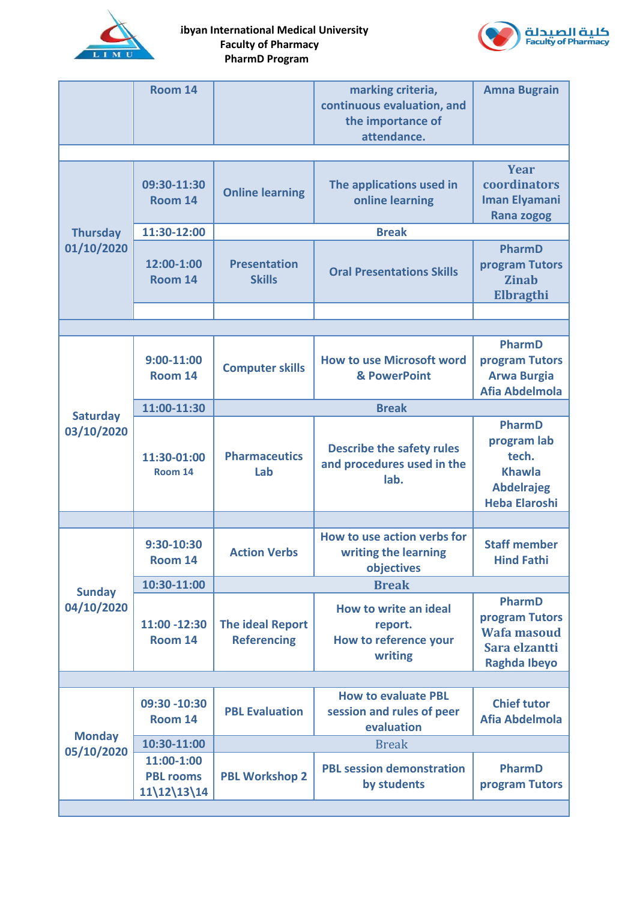| | | | | |
|---|---|---|---|---|
| | Room 14 | | marking criteria, continuous evaluation, and the importance of attendance. | Amna Bugrain |
| | | | | |
| Thursday 01/10/2020 | 09:30-11:30 Room 14 | Online learning | The applications used in online learning | Year coordinators Iman Elyamani Rana zogog |
| | 11:30-12:00 | Break | | |
| | 12:00-1:00 Room 14 | Presentation Skills | Oral Presentations Skills | PharmD program Tutors Zinab Elbragthi |
| | | | | |
| | | | | |
| Saturday 03/10/2020 | 9:00-11:00 Room 14 | Computer skills | How to use Microsoft word & PowerPoint | PharmD program Tutors Arwa Burgia Afia Abdelmola |
| | 11:00-11:30 | Break | | |
| | 11:30-01:00 Room 14 | Pharmaceutics Lab | Describe the safety rules and procedures used in the lab. | PharmD program lab tech. Khawla Abdelrajeg Heba Elaroshi |
| | | | | |
| Sunday 04/10/2020 | 9:30-10:30 Room 14 | Action Verbs | How to use action verbs for writing the learning objectives | Staff member Hind Fathi |
| | 10:30-11:00 | Break | | |
| | 11:00 -12:30 Room 14 | The ideal Report Referencing | How to write an ideal report. How to reference your writing | PharmD program Tutors Wafa masoud Sara elzantti Raghda Ibeyo |
| | | | | |
| Monday 05/10/2020 | 09:30 -10:30 Room 14 | PBL Evaluation | How to evaluate PBL session and rules of peer evaluation | Chief tutor Afia Abdelmola |
| | 10:30-11:00 | Break | | |
| | 11:00-1:00 PBL rooms 11\12\13\14 | PBL Workshop 2 | PBL session demonstration by students | PharmD program Tutors |
| | | | | |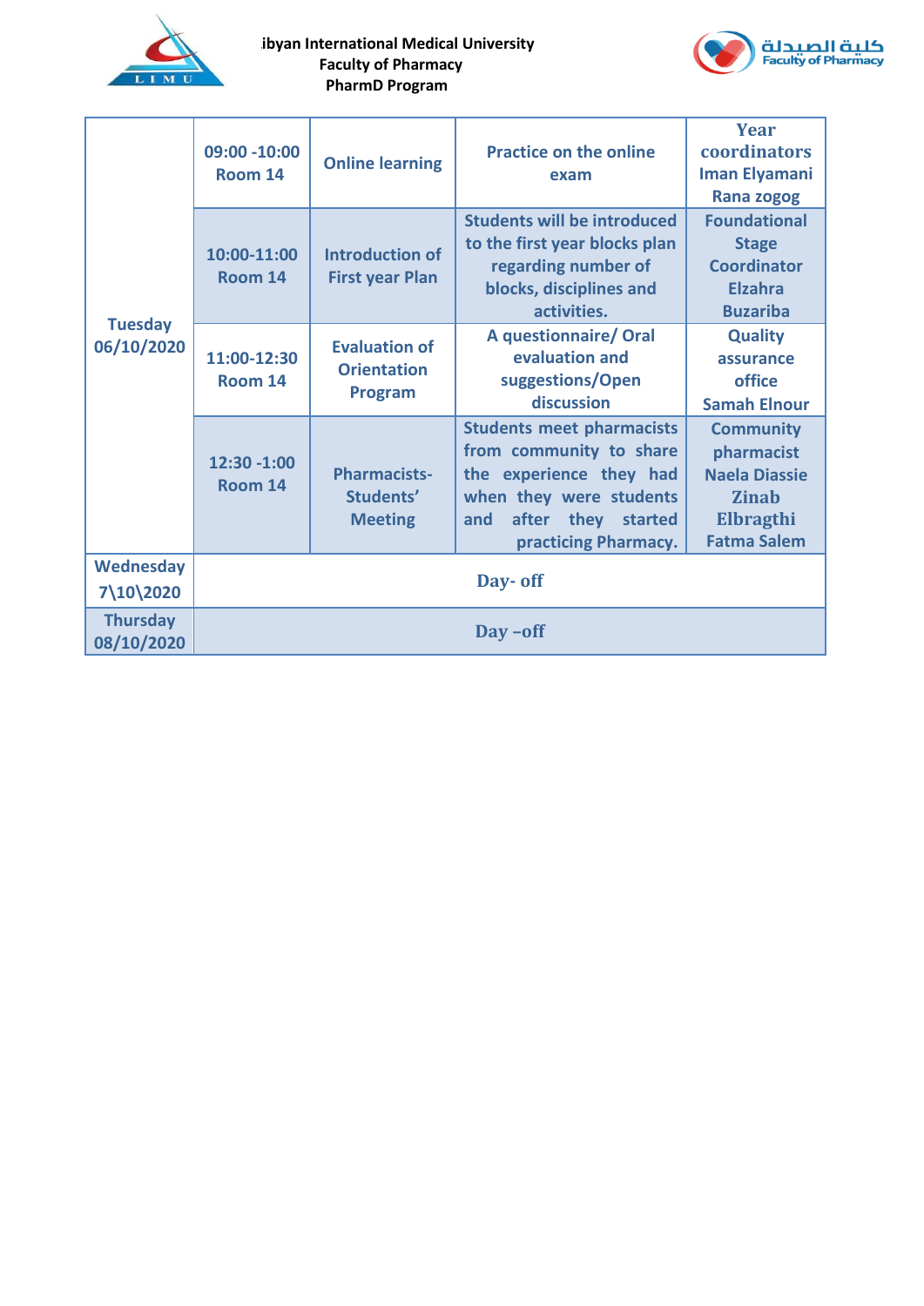ibyan International Medical University
Faculty of Pharmacy
PharmD Program

كلية الصيدلة
Faculty of Pharmacy

| | | | | |
|---|---|---|---|---|
| Tuesday 06/10/2020 | 09:00 -10:00 Room 14 | Online learning | Practice on the online exam | Year coordinators Iman Elyamani Rana zogog |
| | 10:00-11:00 Room 14 | Introduction of First year Plan | Students will be introduced to the first year blocks plan regarding number of blocks, disciplines and activities. | Foundational Stage Coordinator Elzahra Buzariba |
| | 11:00-12:30 Room 14 | Evaluation of Orientation Program | A questionnaire/ Oral evaluation and suggestions/Open discussion | Quality assurance office Samah Elnour |
| | 12:30 -1:00 Room 14 | Pharmacists-Students' Meeting | Students meet pharmacists from community to share the experience they had when they were students and after they started practicing Pharmacy. | Community pharmacist Naela Diassie Zinab Elbragthi Fatma Salem |
| Wednesday 7\10\2020 | Day- off | | | |
| Thursday 08/10/2020 | Day –off | | | |